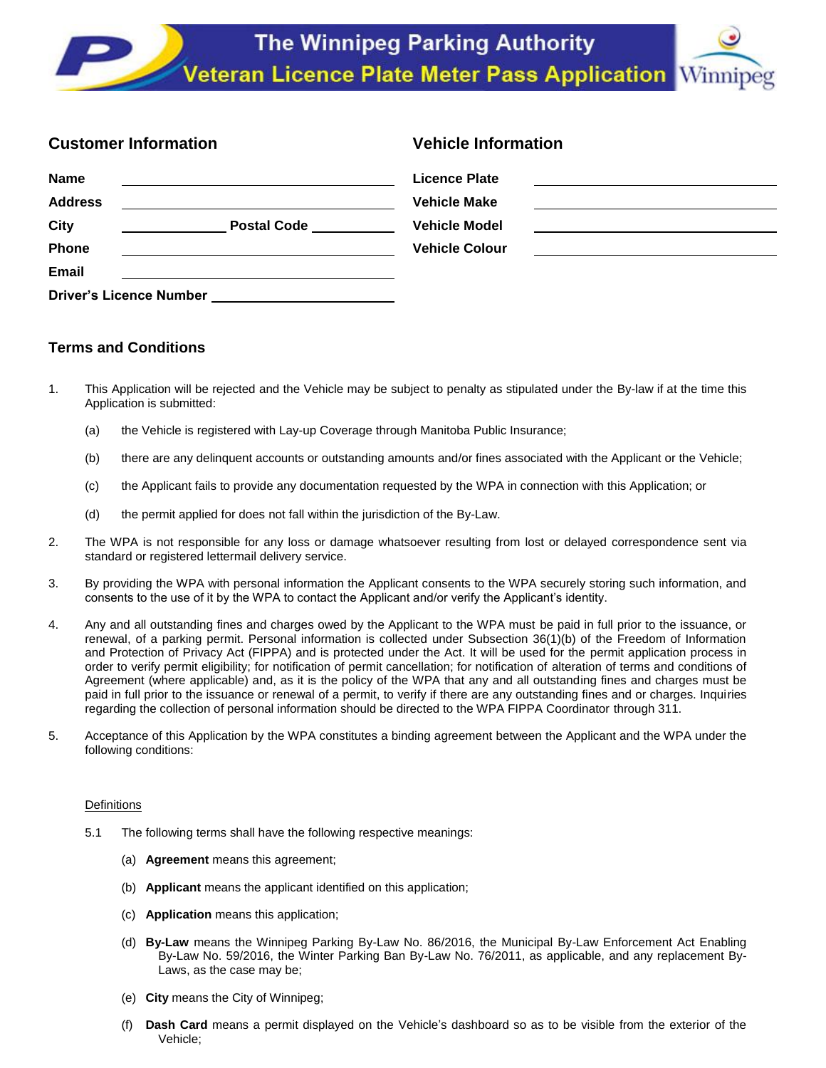# The Winnipeg Parking Authority
## Veteran Licence Plate Meter Pass Application

### Customer Information

**Name** \_\_\_\_\_\_\_\_\_\_\_\_\_\_\_\_\_\_\_\_

**Address** \_\_\_\_\_\_\_\_\_\_\_\_\_\_\_\_\_\_\_\_

**City** \_\_\_\_\_\_\_\_\_\_ **Postal Code** \_\_\_\_\_\_\_\_\_\_

**Phone** \_\_\_\_\_\_\_\_\_\_\_\_\_\_\_\_\_\_\_\_

**Email** \_\_\_\_\_\_\_\_\_\_\_\_\_\_\_\_\_\_\_\_

**Driver's Licence Number** \_\_\_\_\_\_\_\_\_\_\_\_\_\_\_\_\_\_\_\_

### Vehicle Information

**Licence Plate** \_\_\_\_\_\_\_\_\_\_\_\_\_\_\_\_\_\_\_\_

**Vehicle Make** \_\_\_\_\_\_\_\_\_\_\_\_\_\_\_\_\_\_\_\_

**Vehicle Model** \_\_\_\_\_\_\_\_\_\_\_\_\_\_\_\_\_\_\_\_

**Vehicle Colour** \_\_\_\_\_\_\_\_\_\_\_\_\_\_\_\_\_\_\_\_

### Terms and Conditions

1. This Application will be rejected and the Vehicle may be subject to penalty as stipulated under the By-law if at the time this Application is submitted:

   (a) the Vehicle is registered with Lay-up Coverage through Manitoba Public Insurance;

   (b) there are any delinquent accounts or outstanding amounts and/or fines associated with the Applicant or the Vehicle;

   (c) the Applicant fails to provide any documentation requested by the WPA in connection with this Application; or

   (d) the permit applied for does not fall within the jurisdiction of the By-Law.

2. The WPA is not responsible for any loss or damage whatsoever resulting from lost or delayed correspondence sent via standard or registered lettermail delivery service.

3. By providing the WPA with personal information the Applicant consents to the WPA securely storing such information, and consents to the use of it by the WPA to contact the Applicant and/or verify the Applicant's identity.

4. Any and all outstanding fines and charges owed by the Applicant to the WPA must be paid in full prior to the issuance, or renewal, of a parking permit. Personal information is collected under Subsection 36(1)(b) of the Freedom of Information and Protection of Privacy Act (FIPPA) and is protected under the Act. It will be used for the permit application process in order to verify permit eligibility; for notification of permit cancellation; for notification of alteration of terms and conditions of Agreement (where applicable) and, as it is the policy of the WPA that any and all outstanding fines and charges must be paid in full prior to the issuance or renewal of a permit, to verify if there are any outstanding fines and or charges. Inquiries regarding the collection of personal information should be directed to the WPA FIPPA Coordinator through 311.

5. Acceptance of this Application by the WPA constitutes a binding agreement between the Applicant and the WPA under the following conditions:

   Definitions

   5.1 The following terms shall have the following respective meanings:

   (a) **Agreement** means this agreement;

   (b) **Applicant** means the applicant identified on this application;

   (c) **Application** means this application;

   (d) **By-Law** means the Winnipeg Parking By-Law No. 86/2016, the Municipal By-Law Enforcement Act Enabling By-Law No. 59/2016, the Winter Parking Ban By-Law No. 76/2011, as applicable, and any replacement By-Laws, as the case may be;

   (e) **City** means the City of Winnipeg;

   (f) **Dash Card** means a permit displayed on the Vehicle's dashboard so as to be visible from the exterior of the Vehicle;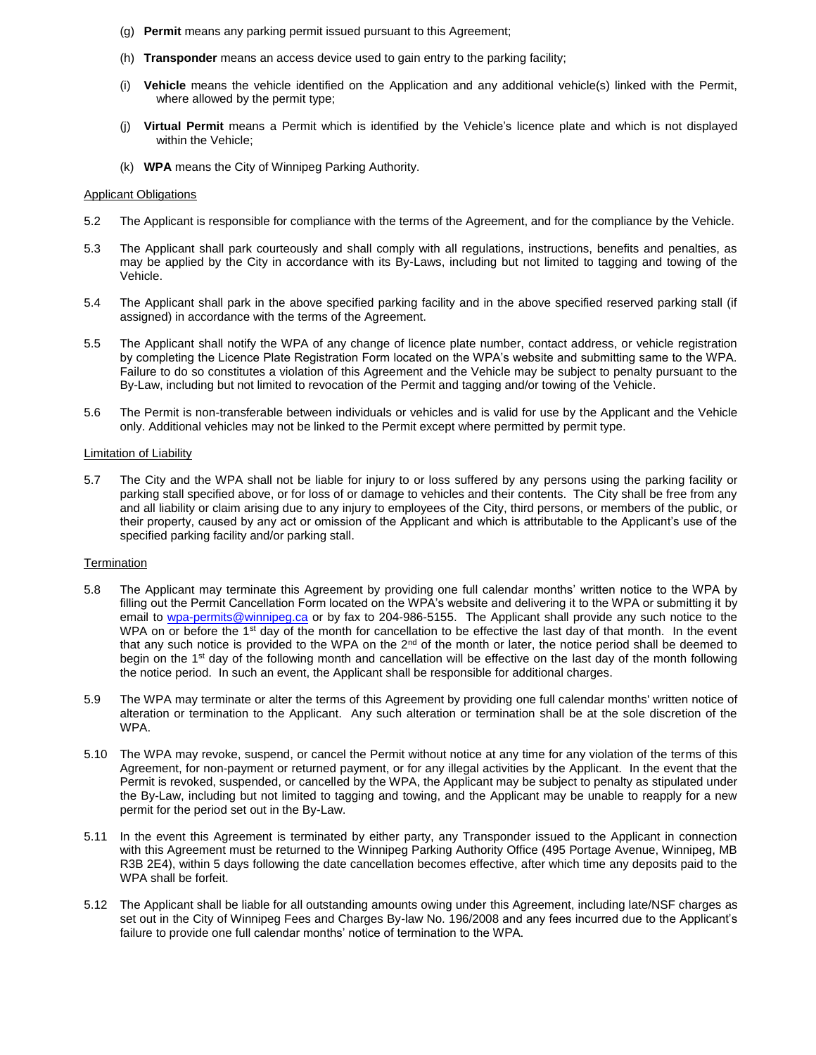(g) **Permit** means any parking permit issued pursuant to this Agreement;

(h) **Transponder** means an access device used to gain entry to the parking facility;

(i) **Vehicle** means the vehicle identified on the Application and any additional vehicle(s) linked with the Permit, where allowed by the permit type;

(j) **Virtual Permit** means a Permit which is identified by the Vehicle's licence plate and which is not displayed within the Vehicle;

(k) **WPA** means the City of Winnipeg Parking Authority.

Applicant Obligations

5.2 The Applicant is responsible for compliance with the terms of the Agreement, and for the compliance by the Vehicle.

5.3 The Applicant shall park courteously and shall comply with all regulations, instructions, benefits and penalties, as may be applied by the City in accordance with its By-Laws, including but not limited to tagging and towing of the Vehicle.

5.4 The Applicant shall park in the above specified parking facility and in the above specified reserved parking stall (if assigned) in accordance with the terms of the Agreement.

5.5 The Applicant shall notify the WPA of any change of licence plate number, contact address, or vehicle registration by completing the Licence Plate Registration Form located on the WPA's website and submitting same to the WPA. Failure to do so constitutes a violation of this Agreement and the Vehicle may be subject to penalty pursuant to the By-Law, including but not limited to revocation of the Permit and tagging and/or towing of the Vehicle.

5.6 The Permit is non-transferable between individuals or vehicles and is valid for use by the Applicant and the Vehicle only. Additional vehicles may not be linked to the Permit except where permitted by permit type.

Limitation of Liability

5.7 The City and the WPA shall not be liable for injury to or loss suffered by any persons using the parking facility or parking stall specified above, or for loss of or damage to vehicles and their contents. The City shall be free from any and all liability or claim arising due to any injury to employees of the City, third persons, or members of the public, or their property, caused by any act or omission of the Applicant and which is attributable to the Applicant's use of the specified parking facility and/or parking stall.

Termination

5.8 The Applicant may terminate this Agreement by providing one full calendar months' written notice to the WPA by filling out the Permit Cancellation Form located on the WPA's website and delivering it to the WPA or submitting it by email to wpa-permits@winnipeg.ca or by fax to 204-986-5155. The Applicant shall provide any such notice to the WPA on or before the 1st day of the month for cancellation to be effective the last day of that month. In the event that any such notice is provided to the WPA on the 2nd of the month or later, the notice period shall be deemed to begin on the 1st day of the following month and cancellation will be effective on the last day of the month following the notice period. In such an event, the Applicant shall be responsible for additional charges.

5.9 The WPA may terminate or alter the terms of this Agreement by providing one full calendar months' written notice of alteration or termination to the Applicant. Any such alteration or termination shall be at the sole discretion of the WPA.

5.10 The WPA may revoke, suspend, or cancel the Permit without notice at any time for any violation of the terms of this Agreement, for non-payment or returned payment, or for any illegal activities by the Applicant. In the event that the Permit is revoked, suspended, or cancelled by the WPA, the Applicant may be subject to penalty as stipulated under the By-Law, including but not limited to tagging and towing, and the Applicant may be unable to reapply for a new permit for the period set out in the By-Law.

5.11 In the event this Agreement is terminated by either party, any Transponder issued to the Applicant in connection with this Agreement must be returned to the Winnipeg Parking Authority Office (495 Portage Avenue, Winnipeg, MB R3B 2E4), within 5 days following the date cancellation becomes effective, after which time any deposits paid to the WPA shall be forfeit.

5.12 The Applicant shall be liable for all outstanding amounts owing under this Agreement, including late/NSF charges as set out in the City of Winnipeg Fees and Charges By-law No. 196/2008 and any fees incurred due to the Applicant's failure to provide one full calendar months' notice of termination to the WPA.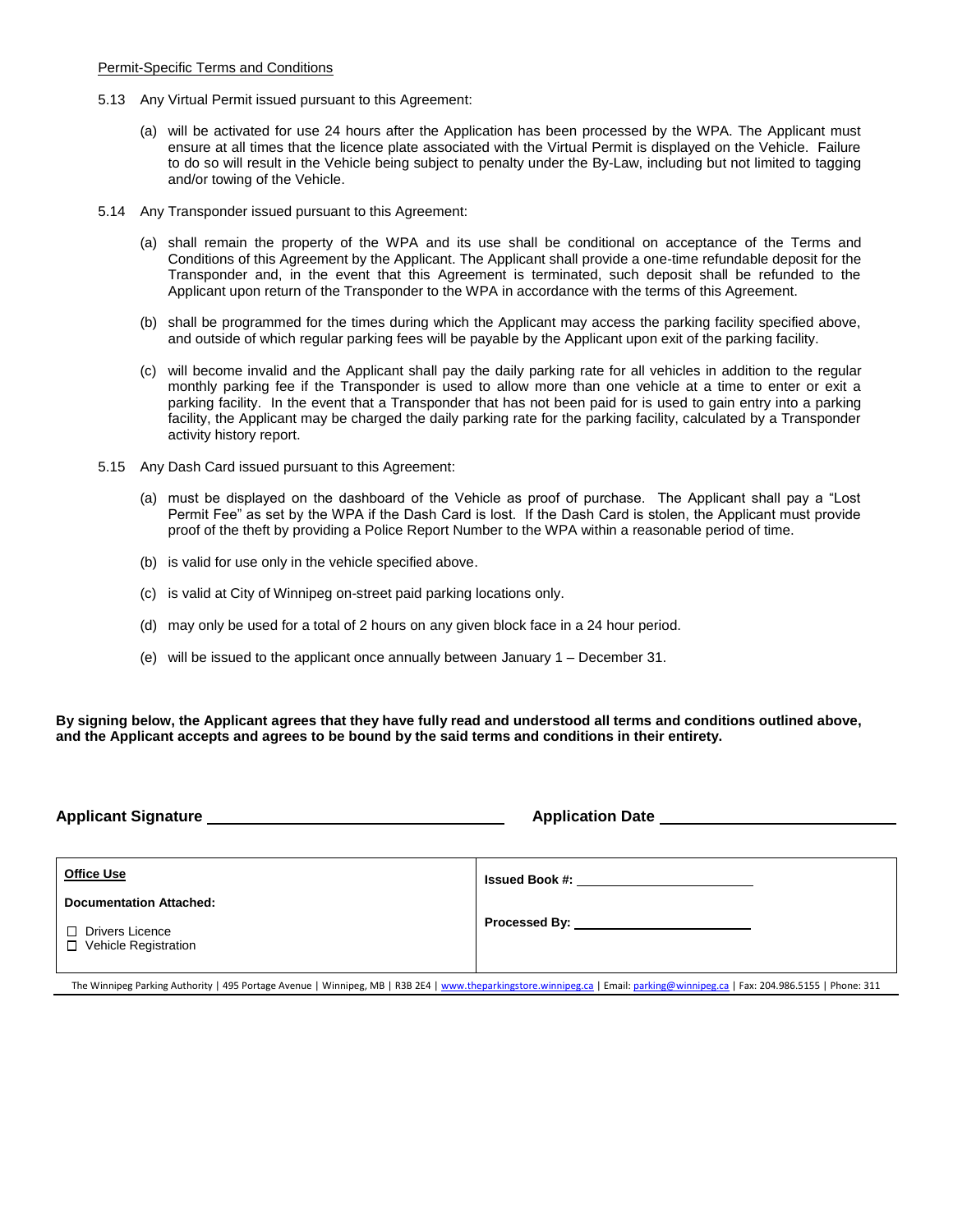Permit-Specific Terms and Conditions

5.13 Any Virtual Permit issued pursuant to this Agreement:

(a) will be activated for use 24 hours after the Application has been processed by the WPA. The Applicant must ensure at all times that the licence plate associated with the Virtual Permit is displayed on the Vehicle. Failure to do so will result in the Vehicle being subject to penalty under the By-Law, including but not limited to tagging and/or towing of the Vehicle.

5.14 Any Transponder issued pursuant to this Agreement:

(a) shall remain the property of the WPA and its use shall be conditional on acceptance of the Terms and Conditions of this Agreement by the Applicant. The Applicant shall provide a one-time refundable deposit for the Transponder and, in the event that this Agreement is terminated, such deposit shall be refunded to the Applicant upon return of the Transponder to the WPA in accordance with the terms of this Agreement.

(b) shall be programmed for the times during which the Applicant may access the parking facility specified above, and outside of which regular parking fees will be payable by the Applicant upon exit of the parking facility.

(c) will become invalid and the Applicant shall pay the daily parking rate for all vehicles in addition to the regular monthly parking fee if the Transponder is used to allow more than one vehicle at a time to enter or exit a parking facility. In the event that a Transponder that has not been paid for is used to gain entry into a parking facility, the Applicant may be charged the daily parking rate for the parking facility, calculated by a Transponder activity history report.

5.15 Any Dash Card issued pursuant to this Agreement:

(a) must be displayed on the dashboard of the Vehicle as proof of purchase. The Applicant shall pay a "Lost Permit Fee" as set by the WPA if the Dash Card is lost. If the Dash Card is stolen, the Applicant must provide proof of the theft by providing a Police Report Number to the WPA within a reasonable period of time.

(b) is valid for use only in the vehicle specified above.

(c) is valid at City of Winnipeg on-street paid parking locations only.

(d) may only be used for a total of 2 hours on any given block face in a 24 hour period.

(e) will be issued to the applicant once annually between January 1 – December 31.

**By signing below, the Applicant agrees that they have fully read and understood all terms and conditions outlined above, and the Applicant accepts and agrees to be bound by the said terms and conditions in their entirety.**

**Applicant Signature** ______________________________ **Application Date** ______________________________

| | |
|---|---|
| **Office Use**<br>**Documentation Attached:**<br>☐ Drivers Licence<br>☐ Vehicle Registration | **Issued Book #:** ____________________<br>**Processed By:** ____________________ |

The Winnipeg Parking Authority | 495 Portage Avenue | Winnipeg, MB | R3B 2E4 | www.theparkingstore.winnipeg.ca | Email: parking@winnipeg.ca | Fax: 204.986.5155 | Phone: 311